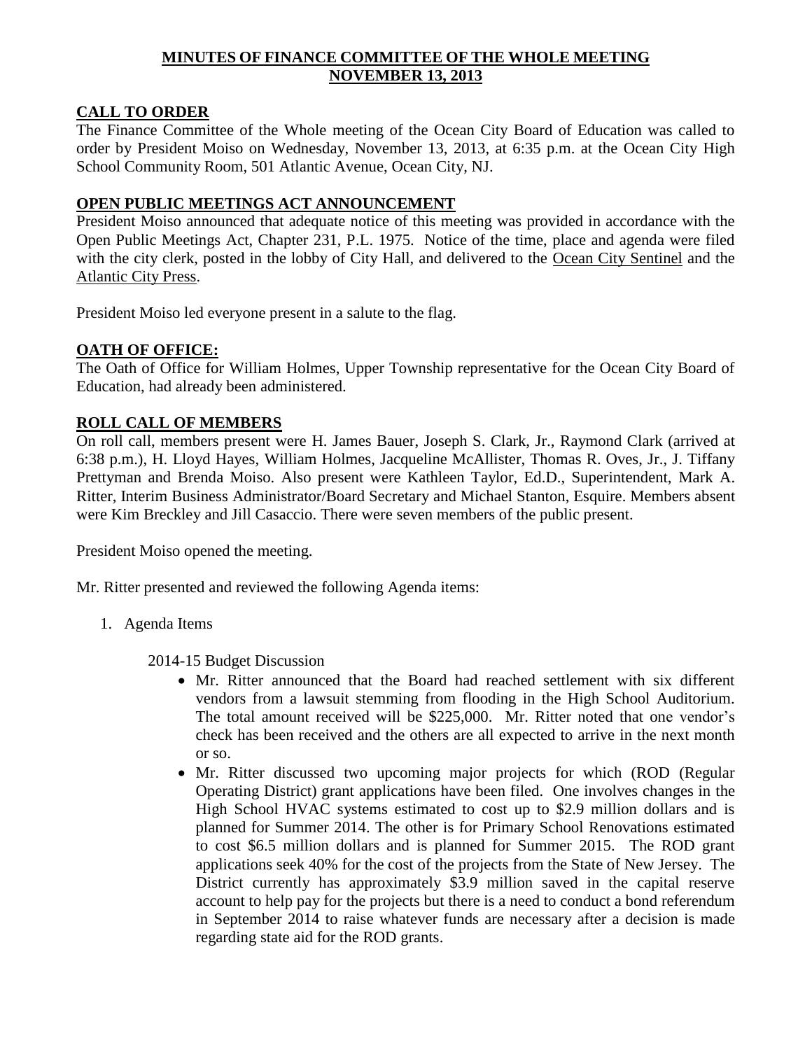# MINUTES OF FINANCE COMMITTEE OF THE WHOLE MEETING
# NOVEMBER 13, 2013

## CALL TO ORDER

The Finance Committee of the Whole meeting of the Ocean City Board of Education was called to order by President Moiso on Wednesday, November 13, 2013, at 6:35 p.m. at the Ocean City High School Community Room, 501 Atlantic Avenue, Ocean City, NJ.

## OPEN PUBLIC MEETINGS ACT ANNOUNCEMENT

President Moiso announced that adequate notice of this meeting was provided in accordance with the Open Public Meetings Act, Chapter 231, P.L. 1975. Notice of the time, place and agenda were filed with the city clerk, posted in the lobby of City Hall, and delivered to the Ocean City Sentinel and the Atlantic City Press.

President Moiso led everyone present in a salute to the flag.

## OATH OF OFFICE:

The Oath of Office for William Holmes, Upper Township representative for the Ocean City Board of Education, had already been administered.

## ROLL CALL OF MEMBERS

On roll call, members present were H. James Bauer, Joseph S. Clark, Jr., Raymond Clark (arrived at 6:38 p.m.), H. Lloyd Hayes, William Holmes, Jacqueline McAllister, Thomas R. Oves, Jr., J. Tiffany Prettyman and Brenda Moiso. Also present were Kathleen Taylor, Ed.D., Superintendent, Mark A. Ritter, Interim Business Administrator/Board Secretary and Michael Stanton, Esquire. Members absent were Kim Breckley and Jill Casaccio. There were seven members of the public present.

President Moiso opened the meeting.

Mr. Ritter presented and reviewed the following Agenda items:

1. Agenda Items

   2014-15 Budget Discussion

   - Mr. Ritter announced that the Board had reached settlement with six different vendors from a lawsuit stemming from flooding in the High School Auditorium. The total amount received will be $225,000. Mr. Ritter noted that one vendor's check has been received and the others are all expected to arrive in the next month or so.
   - Mr. Ritter discussed two upcoming major projects for which (ROD (Regular Operating District) grant applications have been filed. One involves changes in the High School HVAC systems estimated to cost up to $2.9 million dollars and is planned for Summer 2014. The other is for Primary School Renovations estimated to cost $6.5 million dollars and is planned for Summer 2015. The ROD grant applications seek 40% for the cost of the projects from the State of New Jersey. The District currently has approximately $3.9 million saved in the capital reserve account to help pay for the projects but there is a need to conduct a bond referendum in September 2014 to raise whatever funds are necessary after a decision is made regarding state aid for the ROD grants.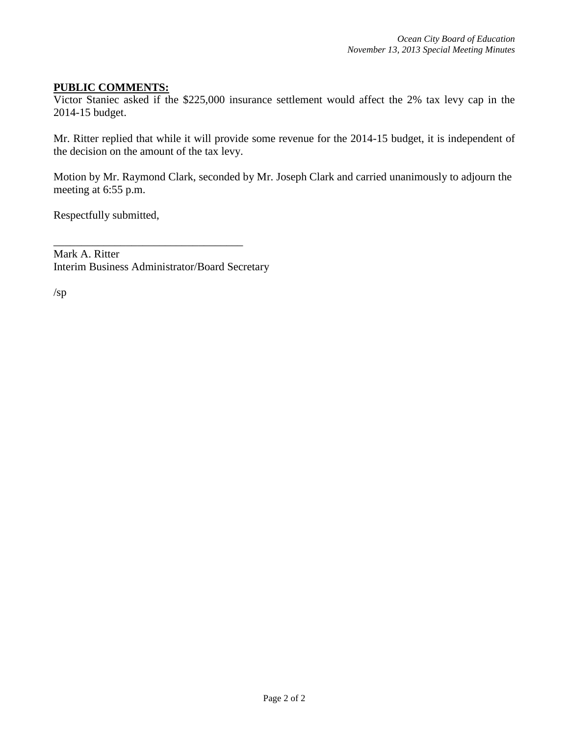**PUBLIC COMMENTS:**

Victor Staniec asked if the $225,000 insurance settlement would affect the 2% tax levy cap in the 2014-15 budget.

Mr. Ritter replied that while it will provide some revenue for the 2014-15 budget, it is independent of the decision on the amount of the tax levy.

Motion by Mr. Raymond Clark, seconded by Mr. Joseph Clark and carried unanimously to adjourn the meeting at 6:55 p.m.

Respectfully submitted,

\_\_\_\_\_\_\_\_\_\_\_\_\_\_\_\_\_\_\_\_\_\_\_\_\_\_\_\_\_\_\_\_\_\_\_

Mark A. Ritter
Interim Business Administrator/Board Secretary

/sp